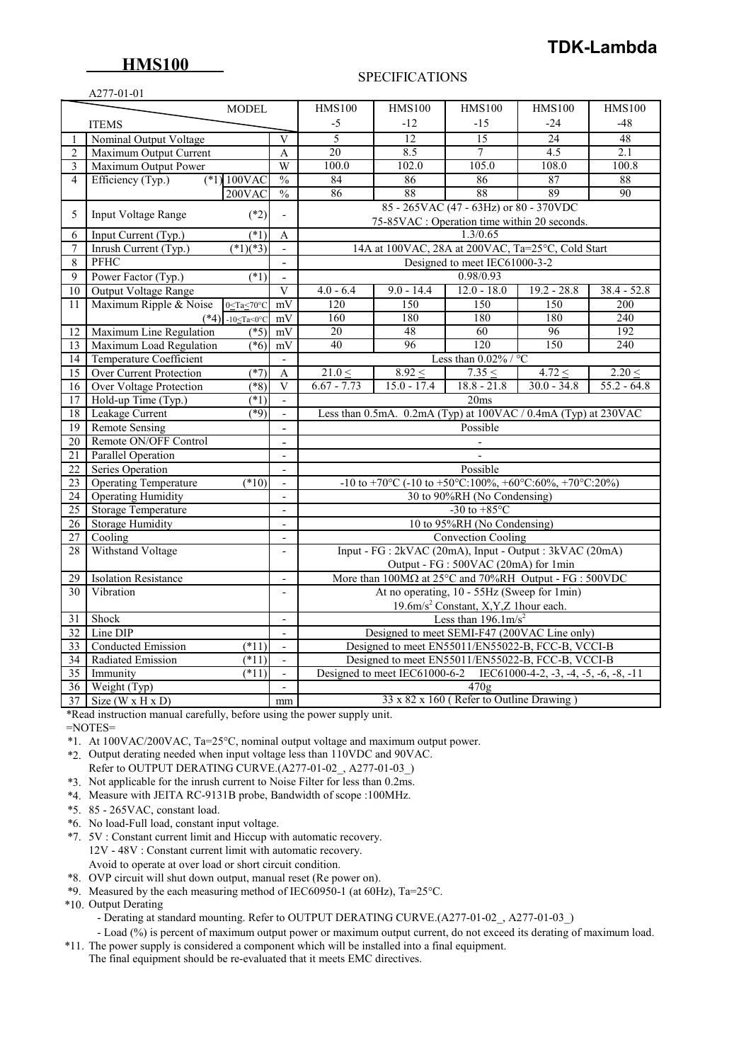# TDK-Lambda

## HMS100

SPECIFICATIONS

A277-01-01

| | ITEMS | MODEL | | HMS100 -5 | HMS100 -12 | HMS100 -15 | HMS100 -24 | HMS100 -48 |
|---|---|---|---|---|---|---|---|---|
| 1 | Nominal Output Voltage | | V | 5 | 12 | 15 | 24 | 48 |
| 2 | Maximum Output Current | | A | 20 | 8.5 | 7 | 4.5 | 2.1 |
| 3 | Maximum Output Power | | W | 100.0 | 102.0 | 105.0 | 108.0 | 100.8 |
| 4 | Efficiency (Typ.) (*1) | 100VAC | % | 84 | 86 | 86 | 87 | 88 |
| | | 200VAC | % | 86 | 88 | 88 | 89 | 90 |
| 5 | Input Voltage Range (*2) | | - | 85 - 265VAC (47 - 63Hz) or 80 - 370VDC<br>75-85VAC : Operation time within 20 seconds. | | | | |
| 6 | Input Current (Typ.) (*1) | | A | 1.3/0.65 | | | | |
| 7 | Inrush Current (Typ.) (*1)(*3) | | - | 14A at 100VAC, 28A at 200VAC, Ta=25°C, Cold Start | | | | |
| 8 | PFHC | | - | Designed to meet IEC61000-3-2 | | | | |
| 9 | Power Factor (Typ.) (*1) | | - | 0.98/0.93 | | | | |
| 10 | Output Voltage Range | | V | 4.0 - 6.4 | 9.0 - 14.4 | 12.0 - 18.0 | 19.2 - 28.8 | 38.4 - 52.8 |
| 11 | Maximum Ripple & Noise (*4) | 0≤Ta≤70°C | mV | 120 | 150 | 150 | 150 | 200 |
| | | -10≤Ta<0°C | mV | 160 | 180 | 180 | 180 | 240 |
| 12 | Maximum Line Regulation (*5) | | mV | 20 | 48 | 60 | 96 | 192 |
| 13 | Maximum Load Regulation (*6) | | mV | 40 | 96 | 120 | 150 | 240 |
| 14 | Temperature Coefficient | | - | Less than 0.02% / °C | | | | |
| 15 | Over Current Protection (*7) | | A | 21.0 ≤ | 8.92 ≤ | 7.35 ≤ | 4.72 ≤ | 2.20 ≤ |
| 16 | Over Voltage Protection (*8) | | V | 6.67 - 7.73 | 15.0 - 17.4 | 18.8 - 21.8 | 30.0 - 34.8 | 55.2 - 64.8 |
| 17 | Hold-up Time (Typ.) (*1) | | - | 20ms | | | | |
| 18 | Leakage Current (*9) | | - | Less than 0.5mA. 0.2mA (Typ) at 100VAC / 0.4mA (Typ) at 230VAC | | | | |
| 19 | Remote Sensing | | - | Possible | | | | |
| 20 | Remote ON/OFF Control | | - | - | | | | |
| 21 | Parallel Operation | | - | - | | | | |
| 22 | Series Operation | | - | Possible | | | | |
| 23 | Operating Temperature (*10) | | - | -10 to +70°C (-10 to +50°C:100%, +60°C:60%, +70°C:20%) | | | | |
| 24 | Operating Humidity | | - | 30 to 90%RH (No Condensing) | | | | |
| 25 | Storage Temperature | | - | -30 to +85°C | | | | |
| 26 | Storage Humidity | | - | 10 to 95%RH (No Condensing) | | | | |
| 27 | Cooling | | - | Convection Cooling | | | | |
| 28 | Withstand Voltage | | - | Input - FG : 2kVAC (20mA), Input - Output : 3kVAC (20mA)<br>Output - FG : 500VAC (20mA) for 1min | | | | |
| 29 | Isolation Resistance | | - | More than 100MΩ at 25°C and 70%RH Output - FG : 500VDC | | | | |
| 30 | Vibration | | - | At no operating, 10 - 55Hz (Sweep for 1min)<br>19.6m/s$^2$ Constant, X,Y,Z 1hour each. | | | | |
| 31 | Shock | | - | Less than 196.1m/s$^2$ | | | | |
| 32 | Line DIP | | - | Designed to meet SEMI-F47 (200VAC Line only) | | | | |
| 33 | Conducted Emission (*11) | | - | Designed to meet EN55011/EN55022-B, FCC-B, VCCI-B | | | | |
| 34 | Radiated Emission (*11) | | - | Designed to meet EN55011/EN55022-B, FCC-B, VCCI-B | | | | |
| 35 | Immunity (*11) | | - | Designed to meet IEC61000-6-2 IEC61000-4-2, -3, -4, -5, -6, -8, -11 | | | | |
| 36 | Weight (Typ) | | - | 470g | | | | |
| 37 | Size (W x H x D) | | mm | 33 x 82 x 160 ( Refer to Outline Drawing ) | | | | |

*Read instruction manual carefully, before using the power supply unit.

=NOTES=

*1. At 100VAC/200VAC, Ta=25°C, nominal output voltage and maximum output power.

*2. Output derating needed when input voltage less than 110VDC and 90VAC.
Refer to OUTPUT DERATING CURVE.(A277-01-02_, A277-01-03_)

*3. Not applicable for the inrush current to Noise Filter for less than 0.2ms.

*4. Measure with JEITA RC-9131B probe, Bandwidth of scope :100MHz.

*5. 85 - 265VAC, constant load.

*6. No load-Full load, constant input voltage.

*7. 5V : Constant current limit and Hiccup with automatic recovery.
12V - 48V : Constant current limit with automatic recovery.
Avoid to operate at over load or short circuit condition.

*8. OVP circuit will shut down output, manual reset (Re power on).

*9. Measured by the each measuring method of IEC60950-1 (at 60Hz), Ta=25°C.

*10. Output Derating
- Derating at standard mounting. Refer to OUTPUT DERATING CURVE.(A277-01-02_, A277-01-03_)
- Load (%) is percent of maximum output power or maximum output current, do not exceed its derating of maximum load.

*11. The power supply is considered a component which will be installed into a final equipment.
The final equipment should be re-evaluated that it meets EMC directives.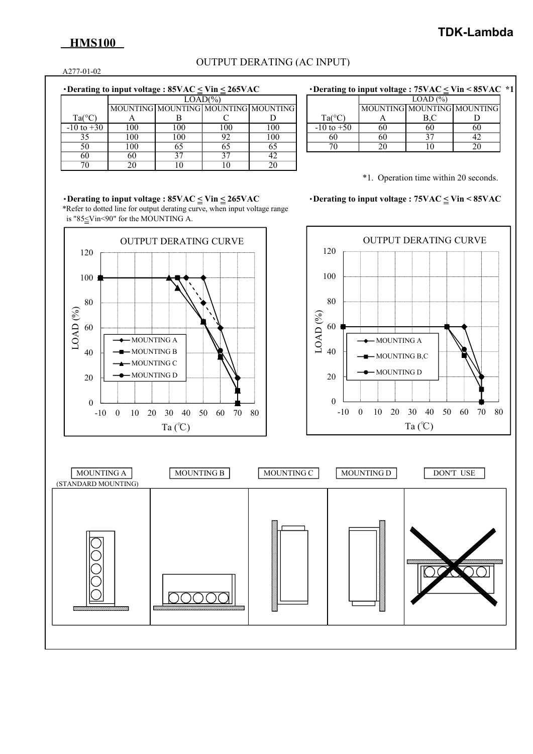**HMS100**

# OUTPUT DERATING (AC INPUT)

A277-01-02

・**Derating to input voltage : 85VAC ≤ Vin ≤ 265VAC**

| Ta(°C) | LOAD(%) MOUNTING A | MOUNTING B | MOUNTING C | MOUNTING D |
|---|---|---|---|---|
| -10 to +30 | 100 | 100 | 100 | 100 |
| 35 | 100 | 100 | 92 | 100 |
| 50 | 100 | 65 | 65 | 65 |
| 60 | 60 | 37 | 37 | 42 |
| 70 | 20 | 10 | 10 | 20 |

・**Derating to input voltage : 75VAC ≤ Vin < 85VAC *1**

| Ta(°C) | LOAD (%) MOUNTING A | MOUNTING B,C | MOUNTING D |
|---|---|---|---|
| -10 to +50 | 60 | 60 | 60 |
| 60 | 60 | 37 | 42 |
| 70 | 20 | 10 | 20 |

*1. Operation time within 20 seconds.

・**Derating to input voltage : 85VAC ≤ Vin ≤ 265VAC**

*Refer to dotted line for output derating curve, when input voltage range is "85≤Vin<90" for the MOUNTING A.

OUTPUT DERATING CURVE

・**Derating to input voltage : 75VAC ≤ Vin < 85VAC**

OUTPUT DERATING CURVE

MOUNTING A (STANDARD MOUNTING) | MOUNTING B | MOUNTING C | MOUNTING D | DON'T USE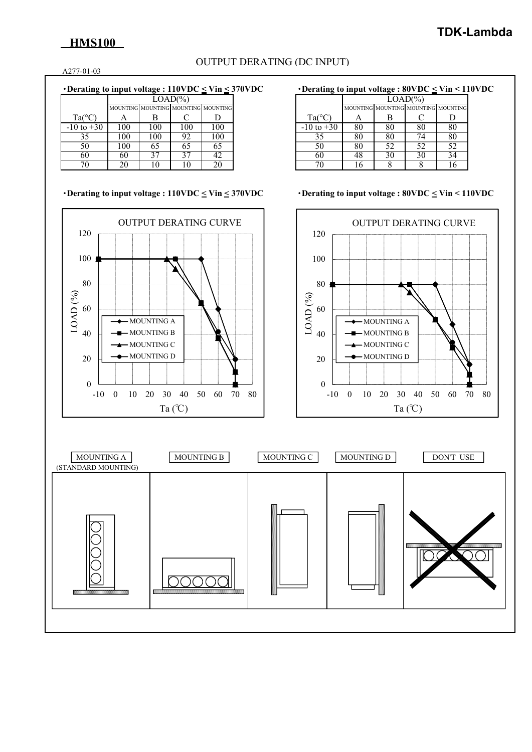**HMS100**

# OUTPUT DERATING (DC INPUT)

A277-01-03

・Derating to input voltage : 110VDC ≤ Vin ≤ 370VDC

| | LOAD(%) | | | |
|---|---|---|---|---|
| | MOUNTING | MOUNTING | MOUNTING | MOUNTING |
| Ta(°C) | A | B | C | D |
| -10 to +30 | 100 | 100 | 100 | 100 |
| 35 | 100 | 100 | 92 | 100 |
| 50 | 100 | 65 | 65 | 65 |
| 60 | 60 | 37 | 37 | 42 |
| 70 | 20 | 10 | 10 | 20 |

・Derating to input voltage : 80VDC ≤ Vin < 110VDC

| | LOAD(%) | | | |
|---|---|---|---|---|
| | MOUNTING | MOUNTING | MOUNTING | MOUNTING |
| Ta(°C) | A | B | C | D |
| -10 to +30 | 80 | 80 | 80 | 80 |
| 35 | 80 | 80 | 74 | 80 |
| 50 | 80 | 52 | 52 | 52 |
| 60 | 48 | 30 | 30 | 34 |
| 70 | 16 | 8 | 8 | 16 |

・Derating to input voltage : 110VDC ≤ Vin ≤ 370VDC

OUTPUT DERATING CURVE

LOAD (%)

120
100
80
60
40
20
0

-10 0 10 20 30 40 50 60 70 80

Ta (℃)

MOUNTING A
MOUNTING B
MOUNTING C
MOUNTING D

・Derating to input voltage : 80VDC ≤ Vin < 110VDC

OUTPUT DERATING CURVE

LOAD (%)

120
100
80
60
40
20
0

-10 0 10 20 30 40 50 60 70 80

Ta (℃)

MOUNTING A
MOUNTING B
MOUNTING C
MOUNTING D

MOUNTING A
(STANDARD MOUNTING)

MOUNTING B

MOUNTING C

MOUNTING D

DON'T USE